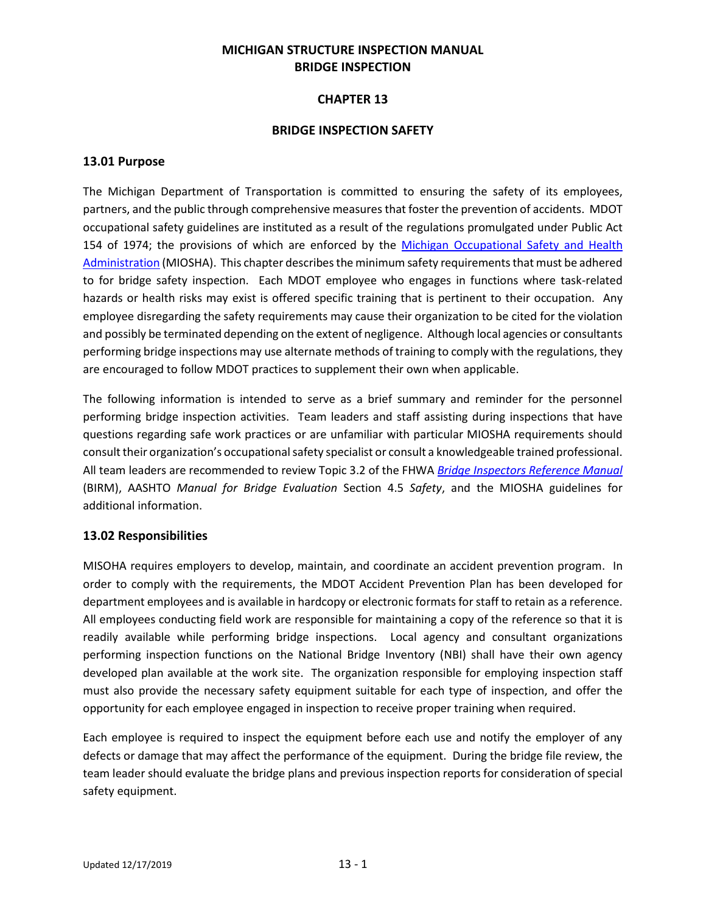# MICHIGAN STRUCTURE INSPECTION MANUAL
# BRIDGE INSPECTION

## CHAPTER 13

## BRIDGE INSPECTION SAFETY

### 13.01 Purpose

The Michigan Department of Transportation is committed to ensuring the safety of its employees, partners, and the public through comprehensive measures that foster the prevention of accidents. MDOT occupational safety guidelines are instituted as a result of the regulations promulgated under Public Act 154 of 1974; the provisions of which are enforced by the [Michigan Occupational Safety and Health Administration](#) (MIOSHA). This chapter describes the minimum safety requirements that must be adhered to for bridge safety inspection. Each MDOT employee who engages in functions where task-related hazards or health risks may exist is offered specific training that is pertinent to their occupation. Any employee disregarding the safety requirements may cause their organization to be cited for the violation and possibly be terminated depending on the extent of negligence. Although local agencies or consultants performing bridge inspections may use alternate methods of training to comply with the regulations, they are encouraged to follow MDOT practices to supplement their own when applicable.

The following information is intended to serve as a brief summary and reminder for the personnel performing bridge inspection activities. Team leaders and staff assisting during inspections that have questions regarding safe work practices or are unfamiliar with particular MIOSHA requirements should consult their organization's occupational safety specialist or consult a knowledgeable trained professional. All team leaders are recommended to review Topic 3.2 of the FHWA [*Bridge Inspectors Reference Manual*](#) (BIRM), AASHTO *Manual for Bridge Evaluation* Section 4.5 *Safety*, and the MIOSHA guidelines for additional information.

### 13.02 Responsibilities

MISOHA requires employers to develop, maintain, and coordinate an accident prevention program. In order to comply with the requirements, the MDOT Accident Prevention Plan has been developed for department employees and is available in hardcopy or electronic formats for staff to retain as a reference. All employees conducting field work are responsible for maintaining a copy of the reference so that it is readily available while performing bridge inspections. Local agency and consultant organizations performing inspection functions on the National Bridge Inventory (NBI) shall have their own agency developed plan available at the work site. The organization responsible for employing inspection staff must also provide the necessary safety equipment suitable for each type of inspection, and offer the opportunity for each employee engaged in inspection to receive proper training when required.

Each employee is required to inspect the equipment before each use and notify the employer of any defects or damage that may affect the performance of the equipment. During the bridge file review, the team leader should evaluate the bridge plans and previous inspection reports for consideration of special safety equipment.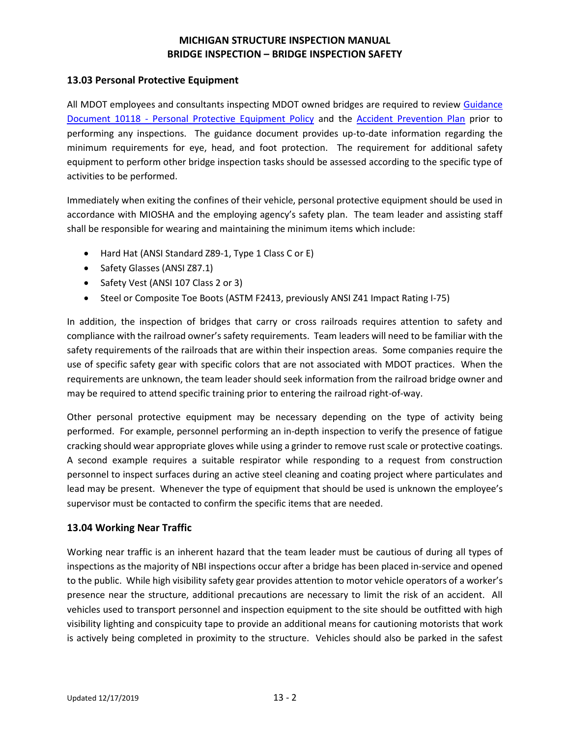## 13.03 Personal Protective Equipment

All MDOT employees and consultants inspecting MDOT owned bridges are required to review [Guidance Document 10118 - Personal Protective Equipment Policy]() and the [Accident Prevention Plan]() prior to performing any inspections. The guidance document provides up-to-date information regarding the minimum requirements for eye, head, and foot protection. The requirement for additional safety equipment to perform other bridge inspection tasks should be assessed according to the specific type of activities to be performed.

Immediately when exiting the confines of their vehicle, personal protective equipment should be used in accordance with MIOSHA and the employing agency's safety plan. The team leader and assisting staff shall be responsible for wearing and maintaining the minimum items which include:

- Hard Hat (ANSI Standard Z89-1, Type 1 Class C or E)
- Safety Glasses (ANSI Z87.1)
- Safety Vest (ANSI 107 Class 2 or 3)
- Steel or Composite Toe Boots (ASTM F2413, previously ANSI Z41 Impact Rating I-75)

In addition, the inspection of bridges that carry or cross railroads requires attention to safety and compliance with the railroad owner's safety requirements. Team leaders will need to be familiar with the safety requirements of the railroads that are within their inspection areas. Some companies require the use of specific safety gear with specific colors that are not associated with MDOT practices. When the requirements are unknown, the team leader should seek information from the railroad bridge owner and may be required to attend specific training prior to entering the railroad right-of-way.

Other personal protective equipment may be necessary depending on the type of activity being performed. For example, personnel performing an in-depth inspection to verify the presence of fatigue cracking should wear appropriate gloves while using a grinder to remove rust scale or protective coatings. A second example requires a suitable respirator while responding to a request from construction personnel to inspect surfaces during an active steel cleaning and coating project where particulates and lead may be present. Whenever the type of equipment that should be used is unknown the employee's supervisor must be contacted to confirm the specific items that are needed.

## 13.04 Working Near Traffic

Working near traffic is an inherent hazard that the team leader must be cautious of during all types of inspections as the majority of NBI inspections occur after a bridge has been placed in-service and opened to the public. While high visibility safety gear provides attention to motor vehicle operators of a worker's presence near the structure, additional precautions are necessary to limit the risk of an accident. All vehicles used to transport personnel and inspection equipment to the site should be outfitted with high visibility lighting and conspicuity tape to provide an additional means for cautioning motorists that work is actively being completed in proximity to the structure. Vehicles should also be parked in the safest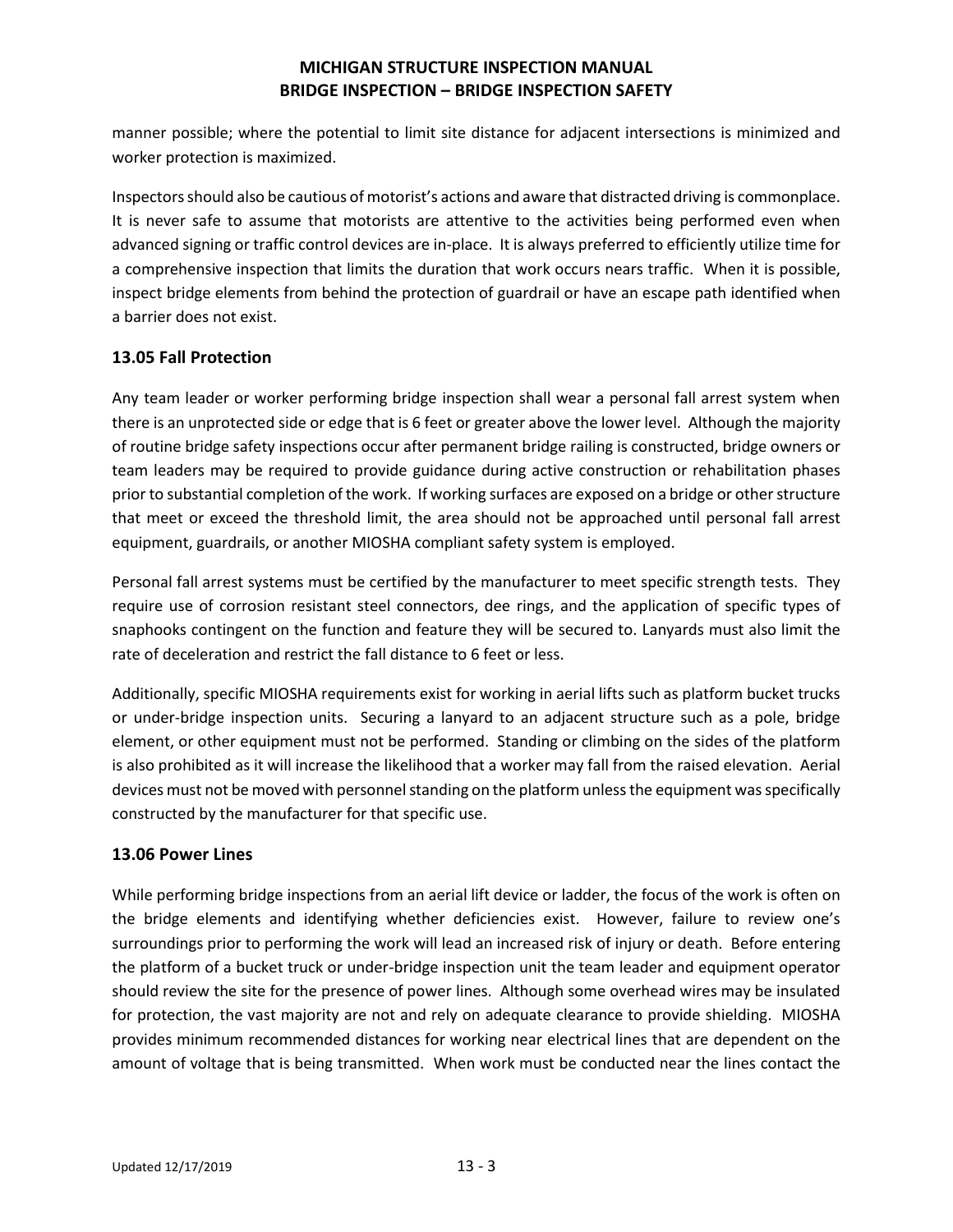manner possible; where the potential to limit site distance for adjacent intersections is minimized and worker protection is maximized.

Inspectors should also be cautious of motorist's actions and aware that distracted driving is commonplace. It is never safe to assume that motorists are attentive to the activities being performed even when advanced signing or traffic control devices are in-place. It is always preferred to efficiently utilize time for a comprehensive inspection that limits the duration that work occurs nears traffic. When it is possible, inspect bridge elements from behind the protection of guardrail or have an escape path identified when a barrier does not exist.

### 13.05 Fall Protection

Any team leader or worker performing bridge inspection shall wear a personal fall arrest system when there is an unprotected side or edge that is 6 feet or greater above the lower level. Although the majority of routine bridge safety inspections occur after permanent bridge railing is constructed, bridge owners or team leaders may be required to provide guidance during active construction or rehabilitation phases prior to substantial completion of the work. If working surfaces are exposed on a bridge or other structure that meet or exceed the threshold limit, the area should not be approached until personal fall arrest equipment, guardrails, or another MIOSHA compliant safety system is employed.

Personal fall arrest systems must be certified by the manufacturer to meet specific strength tests. They require use of corrosion resistant steel connectors, dee rings, and the application of specific types of snaphooks contingent on the function and feature they will be secured to. Lanyards must also limit the rate of deceleration and restrict the fall distance to 6 feet or less.

Additionally, specific MIOSHA requirements exist for working in aerial lifts such as platform bucket trucks or under-bridge inspection units. Securing a lanyard to an adjacent structure such as a pole, bridge element, or other equipment must not be performed. Standing or climbing on the sides of the platform is also prohibited as it will increase the likelihood that a worker may fall from the raised elevation. Aerial devices must not be moved with personnel standing on the platform unless the equipment was specifically constructed by the manufacturer for that specific use.

### 13.06 Power Lines

While performing bridge inspections from an aerial lift device or ladder, the focus of the work is often on the bridge elements and identifying whether deficiencies exist. However, failure to review one's surroundings prior to performing the work will lead an increased risk of injury or death. Before entering the platform of a bucket truck or under-bridge inspection unit the team leader and equipment operator should review the site for the presence of power lines. Although some overhead wires may be insulated for protection, the vast majority are not and rely on adequate clearance to provide shielding. MIOSHA provides minimum recommended distances for working near electrical lines that are dependent on the amount of voltage that is being transmitted. When work must be conducted near the lines contact the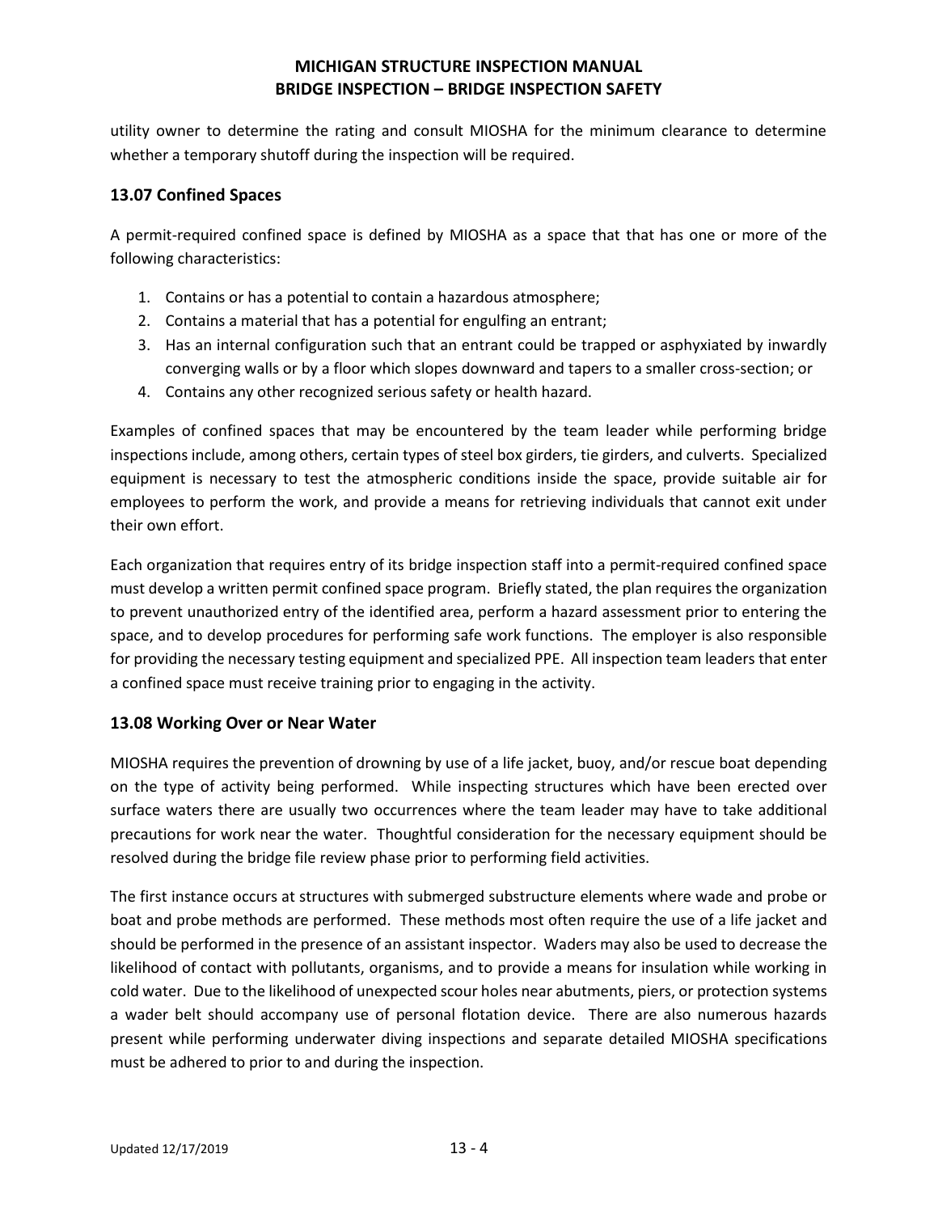utility owner to determine the rating and consult MIOSHA for the minimum clearance to determine whether a temporary shutoff during the inspection will be required.

## 13.07 Confined Spaces

A permit-required confined space is defined by MIOSHA as a space that that has one or more of the following characteristics:

1. Contains or has a potential to contain a hazardous atmosphere;
2. Contains a material that has a potential for engulfing an entrant;
3. Has an internal configuration such that an entrant could be trapped or asphyxiated by inwardly converging walls or by a floor which slopes downward and tapers to a smaller cross-section; or
4. Contains any other recognized serious safety or health hazard.

Examples of confined spaces that may be encountered by the team leader while performing bridge inspections include, among others, certain types of steel box girders, tie girders, and culverts. Specialized equipment is necessary to test the atmospheric conditions inside the space, provide suitable air for employees to perform the work, and provide a means for retrieving individuals that cannot exit under their own effort.

Each organization that requires entry of its bridge inspection staff into a permit-required confined space must develop a written permit confined space program. Briefly stated, the plan requires the organization to prevent unauthorized entry of the identified area, perform a hazard assessment prior to entering the space, and to develop procedures for performing safe work functions. The employer is also responsible for providing the necessary testing equipment and specialized PPE. All inspection team leaders that enter a confined space must receive training prior to engaging in the activity.

## 13.08 Working Over or Near Water

MIOSHA requires the prevention of drowning by use of a life jacket, buoy, and/or rescue boat depending on the type of activity being performed. While inspecting structures which have been erected over surface waters there are usually two occurrences where the team leader may have to take additional precautions for work near the water. Thoughtful consideration for the necessary equipment should be resolved during the bridge file review phase prior to performing field activities.

The first instance occurs at structures with submerged substructure elements where wade and probe or boat and probe methods are performed. These methods most often require the use of a life jacket and should be performed in the presence of an assistant inspector. Waders may also be used to decrease the likelihood of contact with pollutants, organisms, and to provide a means for insulation while working in cold water. Due to the likelihood of unexpected scour holes near abutments, piers, or protection systems a wader belt should accompany use of personal flotation device. There are also numerous hazards present while performing underwater diving inspections and separate detailed MIOSHA specifications must be adhered to prior to and during the inspection.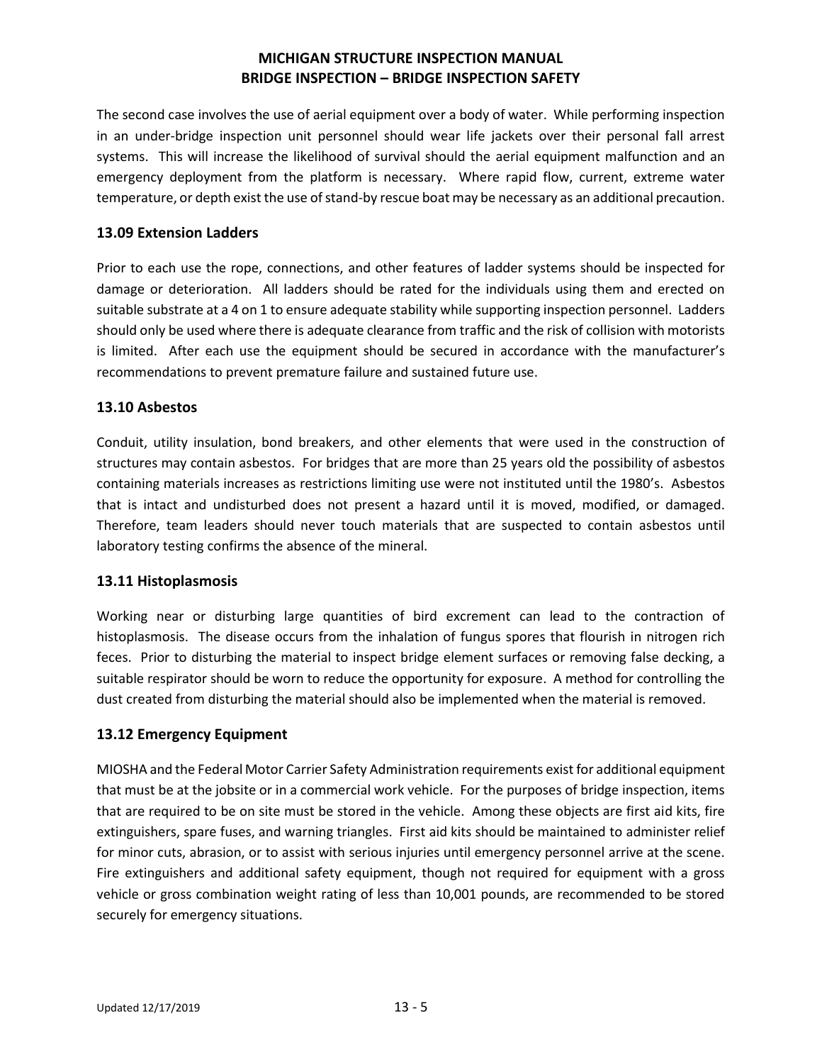The second case involves the use of aerial equipment over a body of water. While performing inspection in an under-bridge inspection unit personnel should wear life jackets over their personal fall arrest systems. This will increase the likelihood of survival should the aerial equipment malfunction and an emergency deployment from the platform is necessary. Where rapid flow, current, extreme water temperature, or depth exist the use of stand-by rescue boat may be necessary as an additional precaution.

### 13.09 Extension Ladders

Prior to each use the rope, connections, and other features of ladder systems should be inspected for damage or deterioration. All ladders should be rated for the individuals using them and erected on suitable substrate at a 4 on 1 to ensure adequate stability while supporting inspection personnel. Ladders should only be used where there is adequate clearance from traffic and the risk of collision with motorists is limited. After each use the equipment should be secured in accordance with the manufacturer's recommendations to prevent premature failure and sustained future use.

### 13.10 Asbestos

Conduit, utility insulation, bond breakers, and other elements that were used in the construction of structures may contain asbestos. For bridges that are more than 25 years old the possibility of asbestos containing materials increases as restrictions limiting use were not instituted until the 1980's. Asbestos that is intact and undisturbed does not present a hazard until it is moved, modified, or damaged. Therefore, team leaders should never touch materials that are suspected to contain asbestos until laboratory testing confirms the absence of the mineral.

### 13.11 Histoplasmosis

Working near or disturbing large quantities of bird excrement can lead to the contraction of histoplasmosis. The disease occurs from the inhalation of fungus spores that flourish in nitrogen rich feces. Prior to disturbing the material to inspect bridge element surfaces or removing false decking, a suitable respirator should be worn to reduce the opportunity for exposure. A method for controlling the dust created from disturbing the material should also be implemented when the material is removed.

### 13.12 Emergency Equipment

MIOSHA and the Federal Motor Carrier Safety Administration requirements exist for additional equipment that must be at the jobsite or in a commercial work vehicle. For the purposes of bridge inspection, items that are required to be on site must be stored in the vehicle. Among these objects are first aid kits, fire extinguishers, spare fuses, and warning triangles. First aid kits should be maintained to administer relief for minor cuts, abrasion, or to assist with serious injuries until emergency personnel arrive at the scene. Fire extinguishers and additional safety equipment, though not required for equipment with a gross vehicle or gross combination weight rating of less than 10,001 pounds, are recommended to be stored securely for emergency situations.